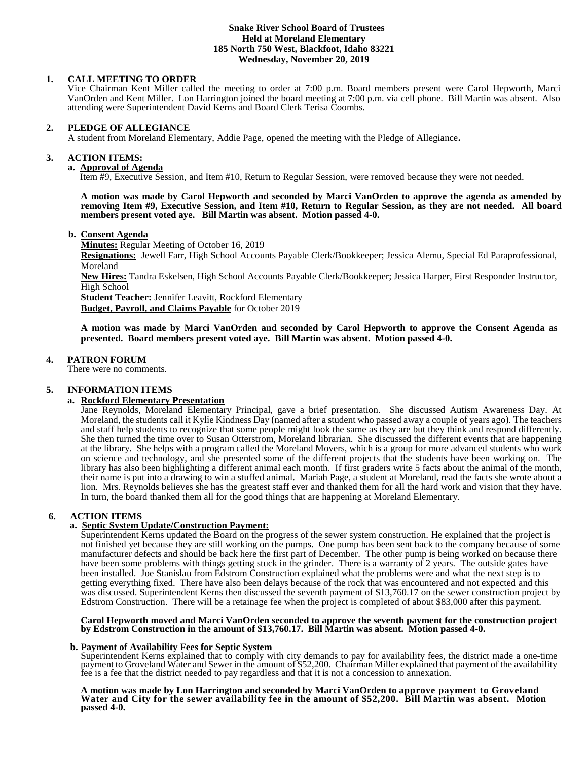**Snake River School Board of Trustees**
**Held at Moreland Elementary**
**185 North 750 West, Blackfoot, Idaho 83221**
**Wednesday, November 20, 2019**

## 1. CALL MEETING TO ORDER

Vice Chairman Kent Miller called the meeting to order at 7:00 p.m. Board members present were Carol Hepworth, Marci VanOrden and Kent Miller. Lon Harrington joined the board meeting at 7:00 p.m. via cell phone. Bill Martin was absent. Also attending were Superintendent David Kerns and Board Clerk Terisa Coombs.

## 2. PLEDGE OF ALLEGIANCE

A student from Moreland Elementary, Addie Page, opened the meeting with the Pledge of Allegiance**.**

## 3. ACTION ITEMS:

### a. Approval of Agenda

Item #9, Executive Session, and Item #10, Return to Regular Session, were removed because they were not needed.

**A motion was made by Carol Hepworth and seconded by Marci VanOrden to approve the agenda as amended by removing Item #9, Executive Session, and Item #10, Return to Regular Session, as they are not needed. All board members present voted aye. Bill Martin was absent. Motion passed 4-0.**

### b. Consent Agenda

**Minutes:** Regular Meeting of October 16, 2019
**Resignations:** Jewell Farr, High School Accounts Payable Clerk/Bookkeeper; Jessica Alemu, Special Ed Paraprofessional, Moreland
**New Hires:** Tandra Eskelsen, High School Accounts Payable Clerk/Bookkeeper; Jessica Harper, First Responder Instructor, High School
**Student Teacher:** Jennifer Leavitt, Rockford Elementary
**Budget, Payroll, and Claims Payable** for October 2019

**A motion was made by Marci VanOrden and seconded by Carol Hepworth to approve the Consent Agenda as presented. Board members present voted aye. Bill Martin was absent. Motion passed 4-0.**

## 4. PATRON FORUM

There were no comments.

## 5. INFORMATION ITEMS

### a. Rockford Elementary Presentation

Jane Reynolds, Moreland Elementary Principal, gave a brief presentation. She discussed Autism Awareness Day. At Moreland, the students call it Kylie Kindness Day (named after a student who passed away a couple of years ago). The teachers and staff help students to recognize that some people might look the same as they are but they think and respond differently. She then turned the time over to Susan Otterstrom, Moreland librarian. She discussed the different events that are happening at the library. She helps with a program called the Moreland Movers, which is a group for more advanced students who work on science and technology, and she presented some of the different projects that the students have been working on. The library has also been highlighting a different animal each month. If first graders write 5 facts about the animal of the month, their name is put into a drawing to win a stuffed animal. Mariah Page, a student at Moreland, read the facts she wrote about a lion. Mrs. Reynolds believes she has the greatest staff ever and thanked them for all the hard work and vision that they have. In turn, the board thanked them all for the good things that are happening at Moreland Elementary.

## 6. ACTION ITEMS

### a. Septic System Update/Construction Payment:

Superintendent Kerns updated the Board on the progress of the sewer system construction. He explained that the project is not finished yet because they are still working on the pumps. One pump has been sent back to the company because of some manufacturer defects and should be back here the first part of December. The other pump is being worked on because there have been some problems with things getting stuck in the grinder. There is a warranty of 2 years. The outside gates have been installed. Joe Stanislau from Edstrom Construction explained what the problems were and what the next step is to getting everything fixed. There have also been delays because of the rock that was encountered and not expected and this was discussed. Superintendent Kerns then discussed the seventh payment of $13,760.17 on the sewer construction project by Edstrom Construction. There will be a retainage fee when the project is completed of about $83,000 after this payment.

**Carol Hepworth moved and Marci VanOrden seconded to approve the seventh payment for the construction project by Edstrom Construction in the amount of $13,760.17. Bill Martin was absent. Motion passed 4-0.**

### b. Payment of Availability Fees for Septic System

Superintendent Kerns explained that to comply with city demands to pay for availability fees, the district made a one-time payment to Groveland Water and Sewer in the amount of $52,200. Chairman Miller explained that payment of the availability fee is a fee that the district needed to pay regardless and that it is not a concession to annexation.

**A motion was made by Lon Harrington and seconded by Marci VanOrden to approve payment to Groveland Water and City for the sewer availability fee in the amount of $52,200. Bill Martin was absent. Motion passed 4-0.**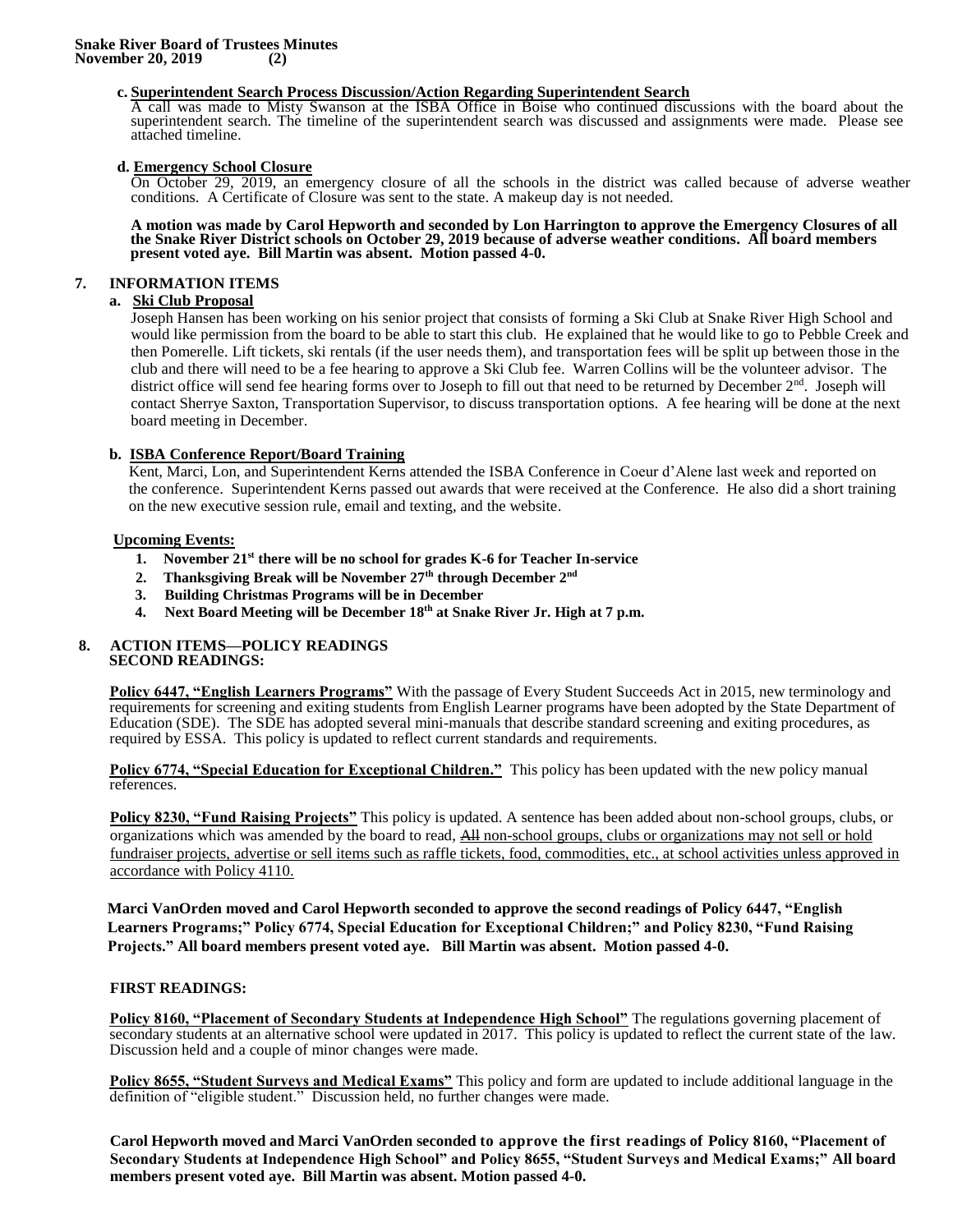**c. Superintendent Search Process Discussion/Action Regarding Superintendent Search**

A call was made to Misty Swanson at the ISBA Office in Boise who continued discussions with the board about the superintendent search. The timeline of the superintendent search was discussed and assignments were made. Please see attached timeline.

**d. Emergency School Closure**

On October 29, 2019, an emergency closure of all the schools in the district was called because of adverse weather conditions. A Certificate of Closure was sent to the state. A makeup day is not needed.

**A motion was made by Carol Hepworth and seconded by Lon Harrington to approve the Emergency Closures of all the Snake River District schools on October 29, 2019 because of adverse weather conditions. All board members present voted aye. Bill Martin was absent. Motion passed 4-0.**

## 7. INFORMATION ITEMS

**a. Ski Club Proposal**

Joseph Hansen has been working on his senior project that consists of forming a Ski Club at Snake River High School and would like permission from the board to be able to start this club. He explained that he would like to go to Pebble Creek and then Pomerelle. Lift tickets, ski rentals (if the user needs them), and transportation fees will be split up between those in the club and there will need to be a fee hearing to approve a Ski Club fee. Warren Collins will be the volunteer advisor. The district office will send fee hearing forms over to Joseph to fill out that need to be returned by December 2nd. Joseph will contact Sherrye Saxton, Transportation Supervisor, to discuss transportation options. A fee hearing will be done at the next board meeting in December.

**b. ISBA Conference Report/Board Training**

Kent, Marci, Lon, and Superintendent Kerns attended the ISBA Conference in Coeur d'Alene last week and reported on the conference. Superintendent Kerns passed out awards that were received at the Conference. He also did a short training on the new executive session rule, email and texting, and the website.

**Upcoming Events:**

1. **November 21st there will be no school for grades K-6 for Teacher In-service**
2. **Thanksgiving Break will be November 27th through December 2nd**
3. **Building Christmas Programs will be in December**
4. **Next Board Meeting will be December 18th at Snake River Jr. High at 7 p.m.**

## 8. ACTION ITEMS—POLICY READINGS

**SECOND READINGS:**

**Policy 6447, "English Learners Programs"** With the passage of Every Student Succeeds Act in 2015, new terminology and requirements for screening and exiting students from English Learner programs have been adopted by the State Department of Education (SDE). The SDE has adopted several mini-manuals that describe standard screening and exiting procedures, as required by ESSA. This policy is updated to reflect current standards and requirements.

**Policy 6774, "Special Education for Exceptional Children."** This policy has been updated with the new policy manual references.

**Policy 8230, "Fund Raising Projects"** This policy is updated. A sentence has been added about non-school groups, clubs, or organizations which was amended by the board to read, ~~All~~ non-school groups, clubs or organizations may not sell or hold fundraiser projects, advertise or sell items such as raffle tickets, food, commodities, etc., at school activities unless approved in accordance with Policy 4110.

**Marci VanOrden moved and Carol Hepworth seconded to approve the second readings of Policy 6447, "English Learners Programs;" Policy 6774, Special Education for Exceptional Children;" and Policy 8230, "Fund Raising Projects." All board members present voted aye. Bill Martin was absent. Motion passed 4-0.**

**FIRST READINGS:**

**Policy 8160, "Placement of Secondary Students at Independence High School"** The regulations governing placement of secondary students at an alternative school were updated in 2017. This policy is updated to reflect the current state of the law. Discussion held and a couple of minor changes were made.

**Policy 8655, "Student Surveys and Medical Exams"** This policy and form are updated to include additional language in the definition of "eligible student." Discussion held, no further changes were made.

**Carol Hepworth moved and Marci VanOrden seconded to approve the first readings of Policy 8160, "Placement of Secondary Students at Independence High School" and Policy 8655, "Student Surveys and Medical Exams;" All board members present voted aye. Bill Martin was absent. Motion passed 4-0.**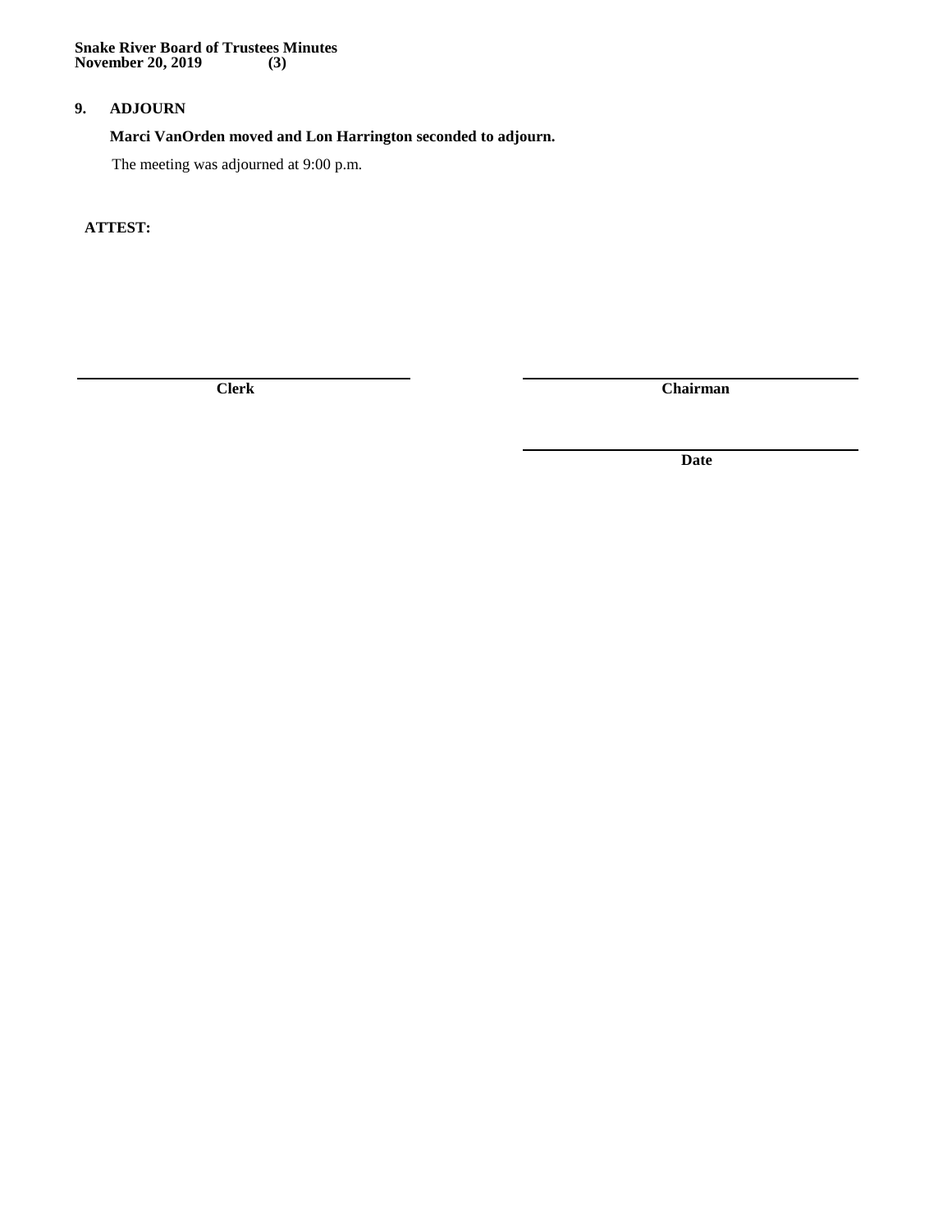## 9. ADJOURN

**Marci VanOrden moved and Lon Harrington seconded to adjourn.**

The meeting was adjourned at 9:00 p.m.

**ATTEST:**

| | |
|---|---|
| ______________________________ | ______________________________ |
| **Clerk** | **Chairman** |
| | ______________________________ |
| | **Date** |